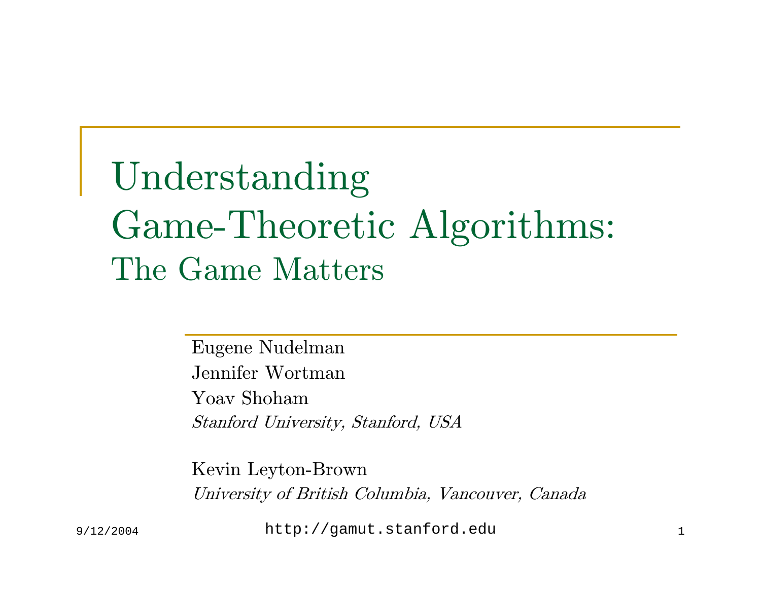# Understanding Game-Theoretic Algorithms:

## The Game Matters

Eugene Nudelman
Jennifer Wortman
Yoav Shoham
*Stanford University, Stanford, USA*

Kevin Leyton-Brown
*University of British Columbia, Vancouver, Canada*

9/12/2004

http://gamut.stanford.edu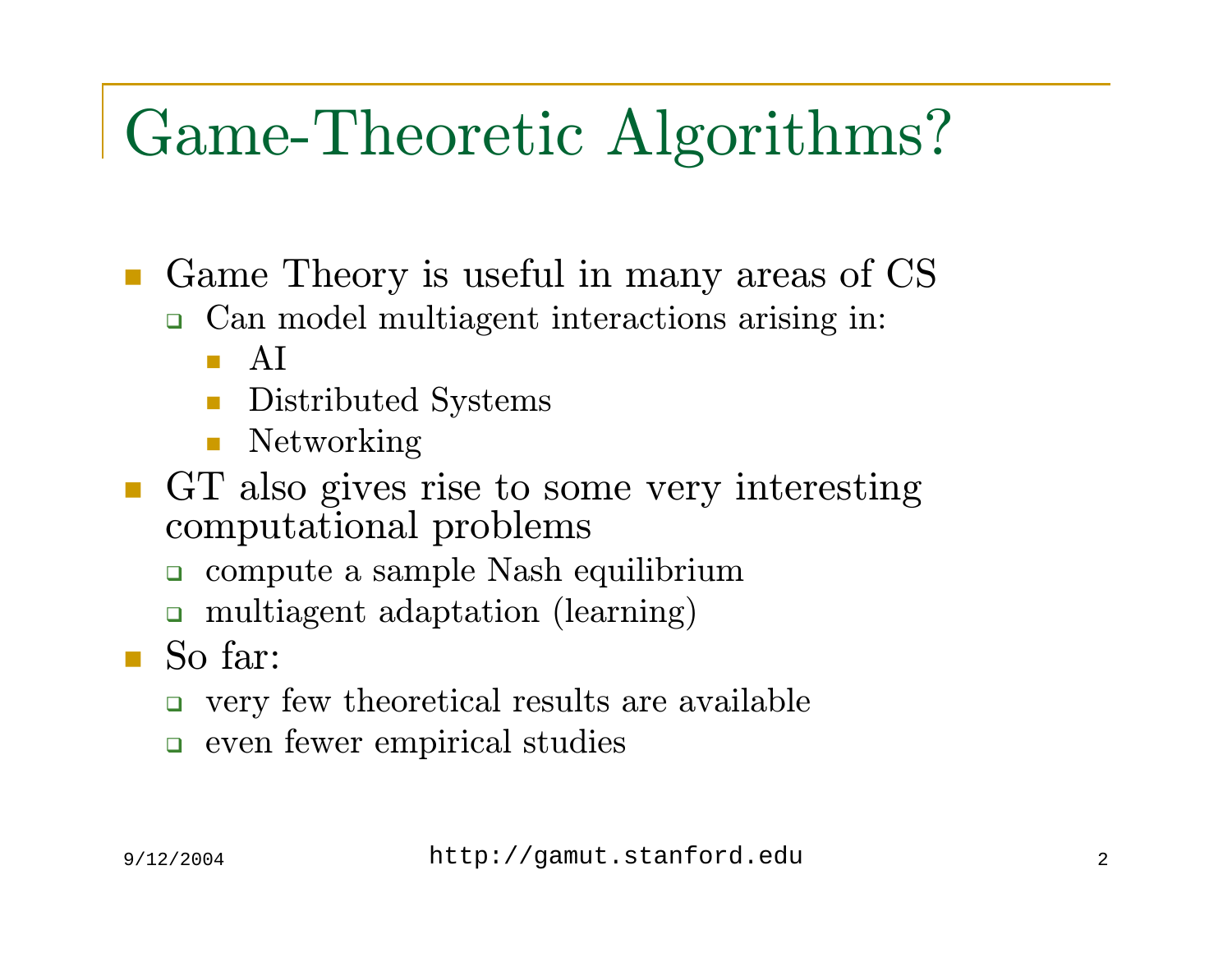# Game-Theoretic Algorithms?

- Game Theory is useful in many areas of CS
  - Can model multiagent interactions arising in:
    - AI
    - Distributed Systems
    - Networking
- GT also gives rise to some very interesting computational problems
  - compute a sample Nash equilibrium
  - multiagent adaptation (learning)
- So far:
  - very few theoretical results are available
  - even fewer empirical studies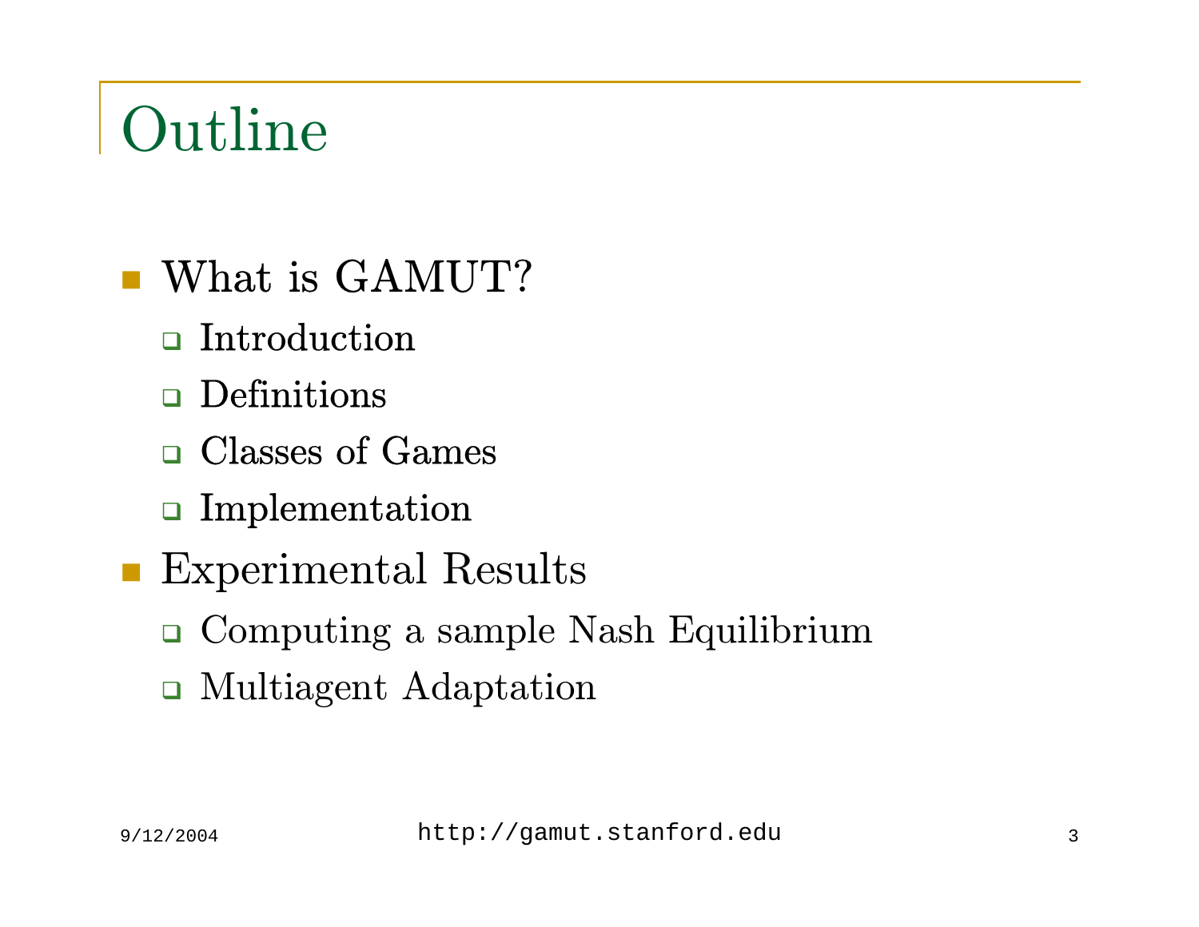# Outline

- What is GAMUT?
  - Introduction
  - Definitions
  - Classes of Games
  - Implementation
- Experimental Results
  - Computing a sample Nash Equilibrium
  - Multiagent Adaptation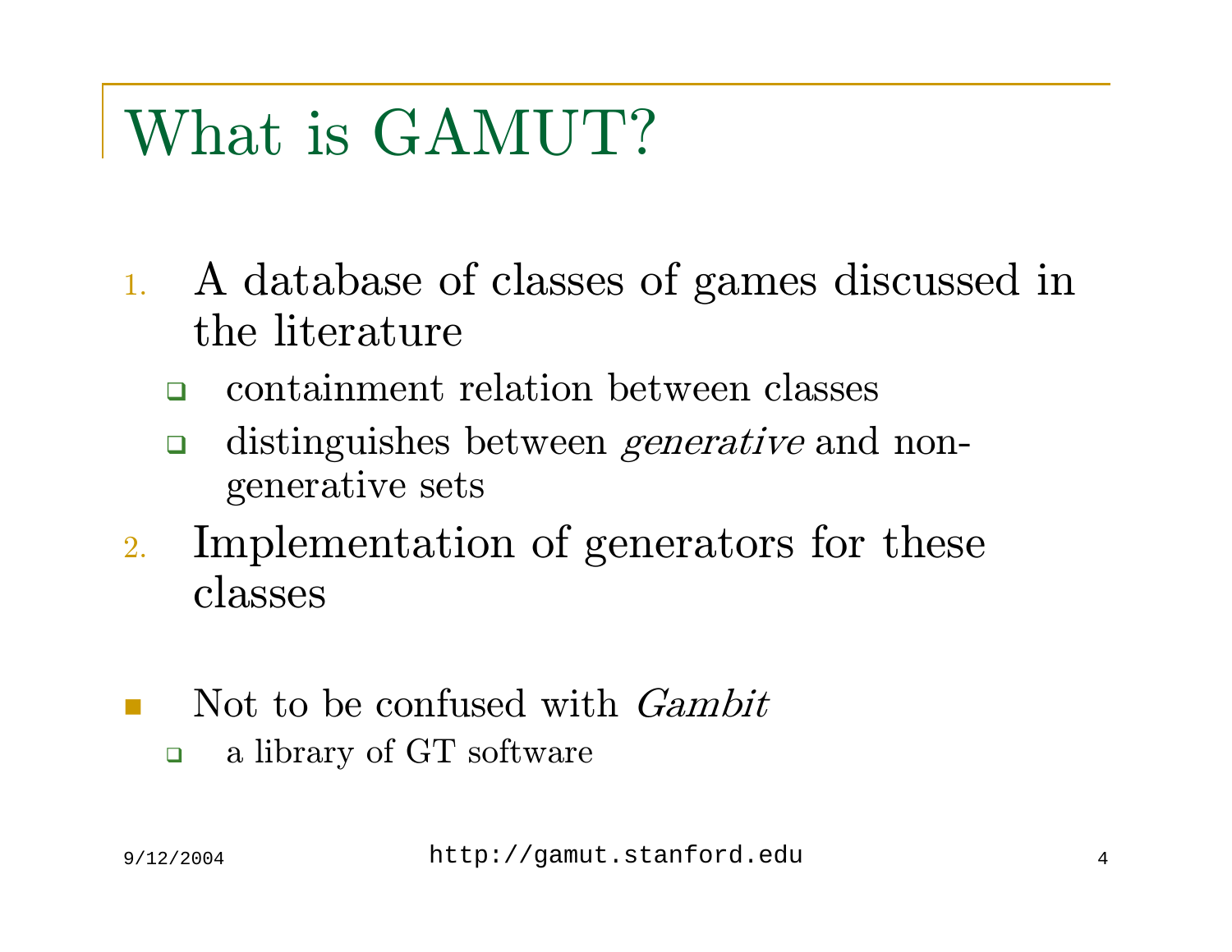# What is GAMUT?

1. A database of classes of games discussed in the literature
   - containment relation between classes
   - distinguishes between *generative* and non-generative sets
2. Implementation of generators for these classes

- Not to be confused with *Gambit*
  - a library of GT software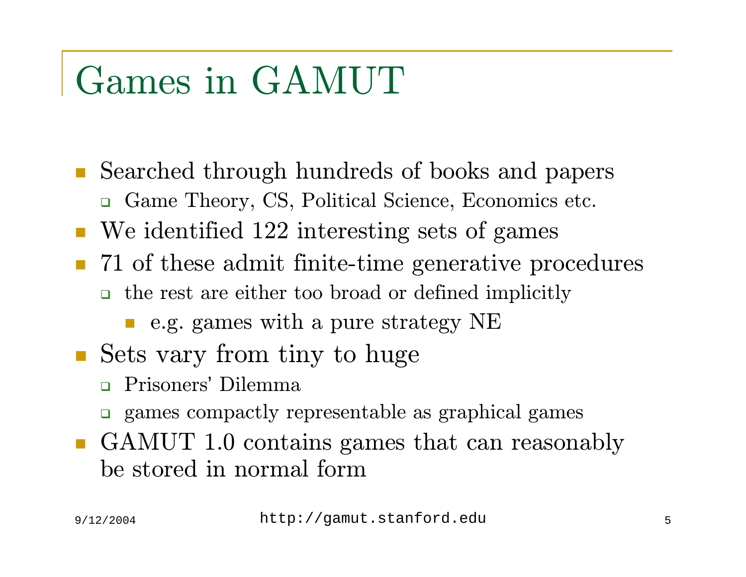# Games in GAMUT

- Searched through hundreds of books and papers
  - Game Theory, CS, Political Science, Economics etc.
- We identified 122 interesting sets of games
- 71 of these admit finite-time generative procedures
  - the rest are either too broad or defined implicitly
    - e.g. games with a pure strategy NE
- Sets vary from tiny to huge
  - Prisoners' Dilemma
  - games compactly representable as graphical games
- GAMUT 1.0 contains games that can reasonably be stored in normal form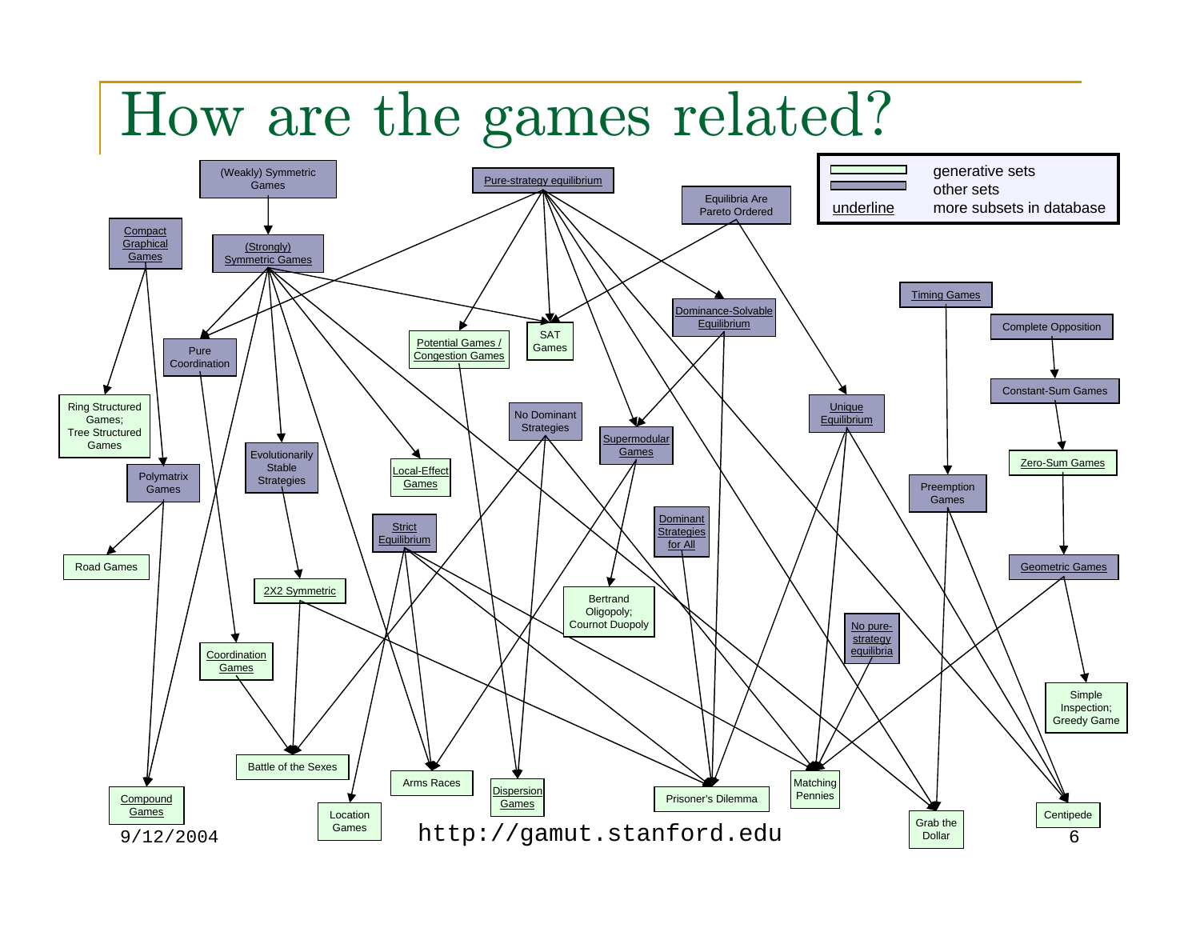# How are the games related?

| Legend | |
|---|---|
| (light green box) | generative sets |
| (purple box) | other sets |
| underline | more subsets in database |

(Weakly) Symmetric Games → (Strongly) Symmetric Games

Pure-strategy equilibrium

Equilibria Are Pareto Ordered

Compact Graphical Games

Timing Games

Complete Opposition → Constant-Sum Games → Zero-Sum Games → Geometric Games

Pure Coordination

Potential Games / Congestion Games

SAT Games

Dominance-Solvable Equilibrium

Ring Structured Games; Tree Structured Games

No Dominant Strategies

Supermodular Games

Unique Equilibrium

Preemption Games

Polymatrix Games

Evolutionarily Stable Strategies

Local-Effect Games

Strict Equilibrium

Dominant Strategies for All

Road Games

2X2 Symmetric

Bertrand Oligopoly; Cournot Duopoly

No pure-strategy equilibria

Simple Inspection; Greedy Game

Coordination Games

Battle of the Sexes

Arms Races

Dispersion Games

Prisoner's Dilemma

Matching Pennies

Centipede

Compound Games

Location Games

Grab the Dollar

http://gamut.stanford.edu

9/12/2004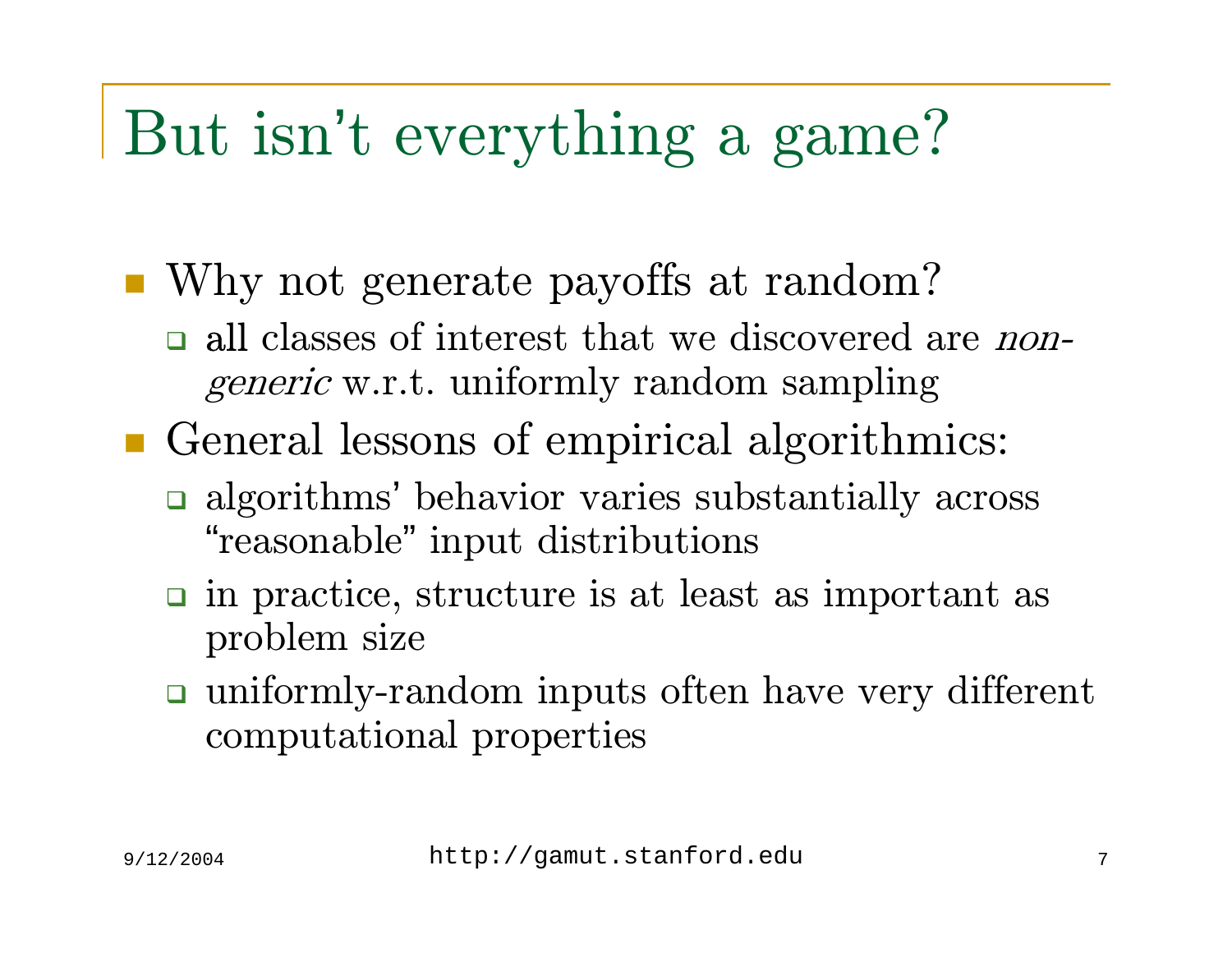# But isn't everything a game?

- Why not generate payoffs at random?
  - all classes of interest that we discovered are *non-generic* w.r.t. uniformly random sampling
- General lessons of empirical algorithmics:
  - algorithms' behavior varies substantially across "reasonable" input distributions
  - in practice, structure is at least as important as problem size
  - uniformly-random inputs often have very different computational properties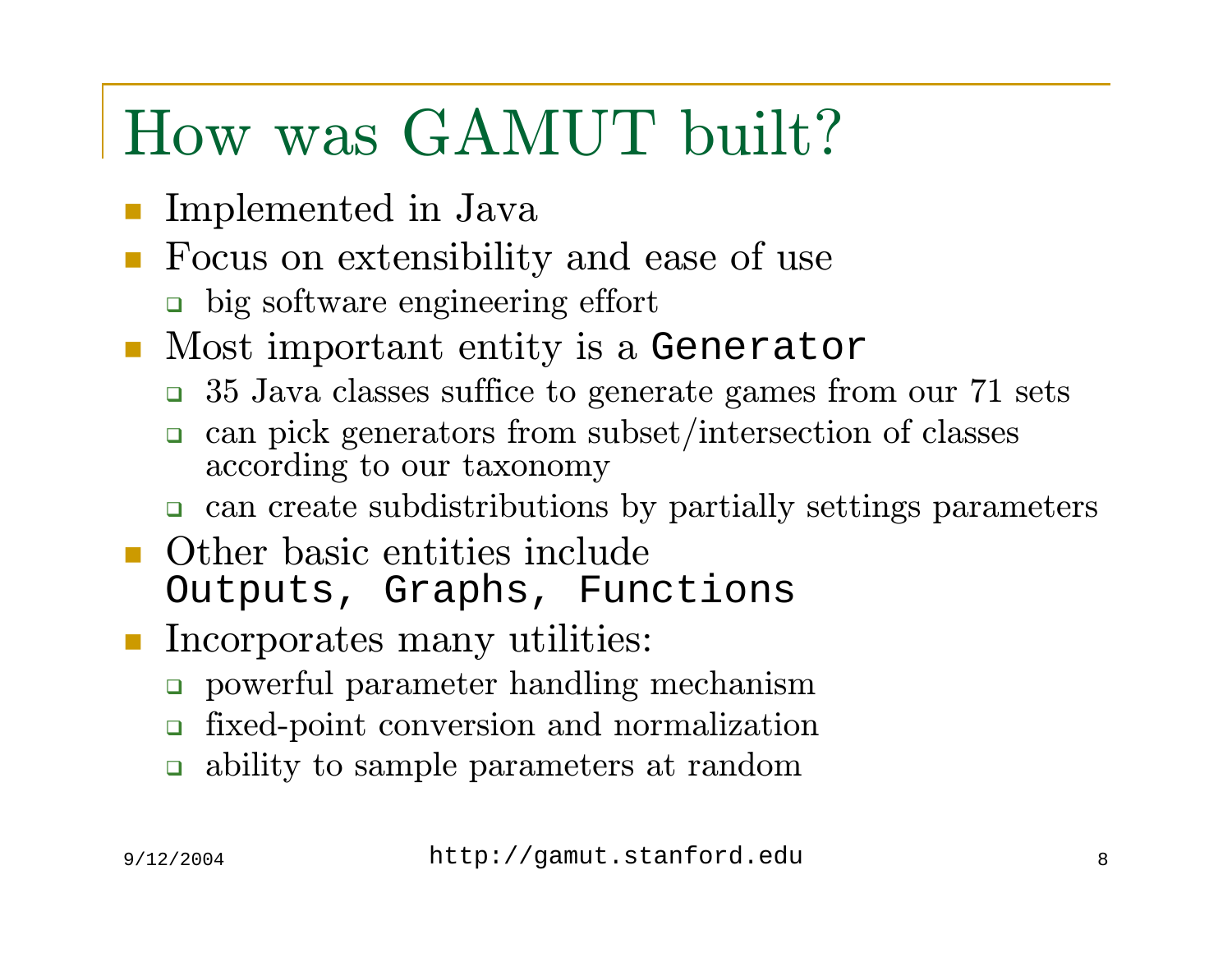# How was GAMUT built?

- Implemented in Java
- Focus on extensibility and ease of use
  - big software engineering effort
- Most important entity is a `Generator`
  - 35 Java classes suffice to generate games from our 71 sets
  - can pick generators from subset/intersection of classes according to our taxonomy
  - can create subdistributions by partially settings parameters
- Other basic entities include `Outputs, Graphs, Functions`
- Incorporates many utilities:
  - powerful parameter handling mechanism
  - fixed-point conversion and normalization
  - ability to sample parameters at random

9/12/2004 http://gamut.stanford.edu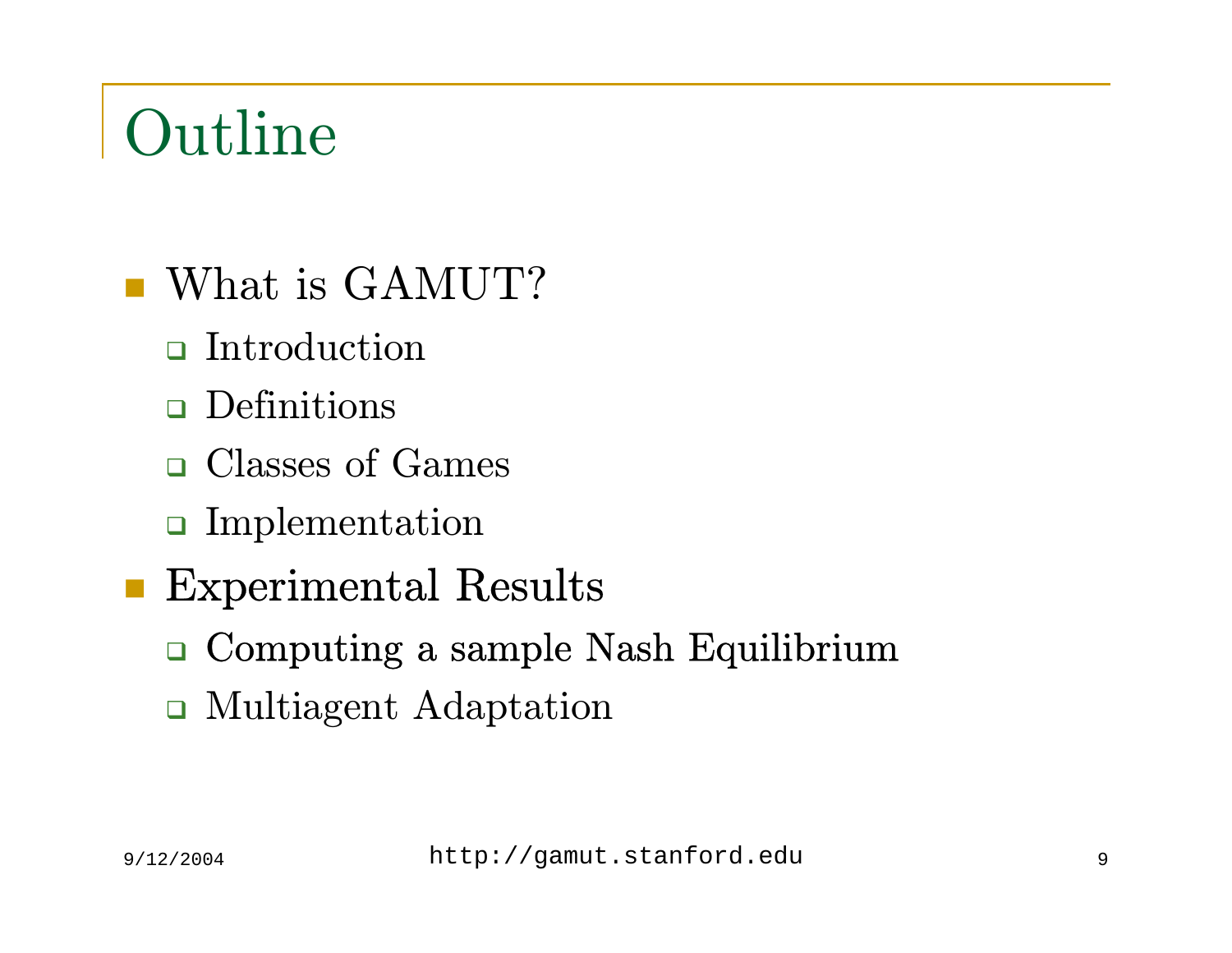# Outline

- What is GAMUT?
  - Introduction
  - Definitions
  - Classes of Games
  - Implementation
- Experimental Results
  - Computing a sample Nash Equilibrium
  - Multiagent Adaptation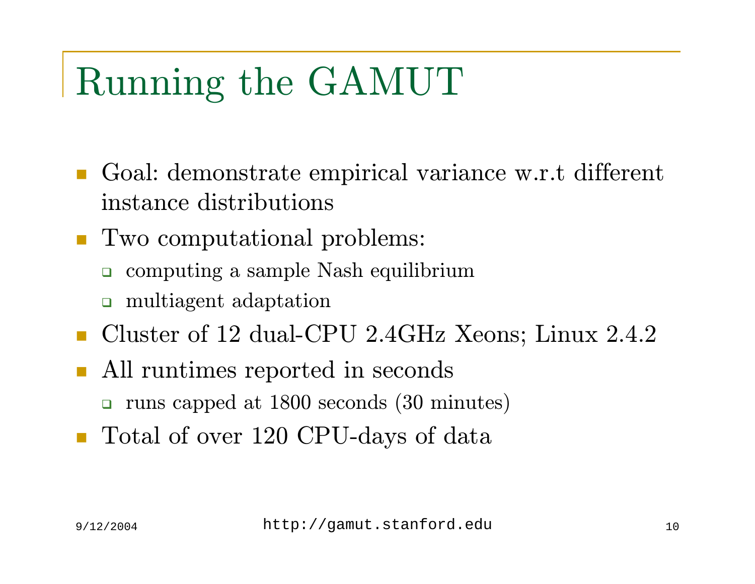# Running the GAMUT

- Goal: demonstrate empirical variance w.r.t different instance distributions
- Two computational problems:
  - computing a sample Nash equilibrium
  - multiagent adaptation
- Cluster of 12 dual-CPU 2.4GHz Xeons; Linux 2.4.2
- All runtimes reported in seconds
  - runs capped at 1800 seconds (30 minutes)
- Total of over 120 CPU-days of data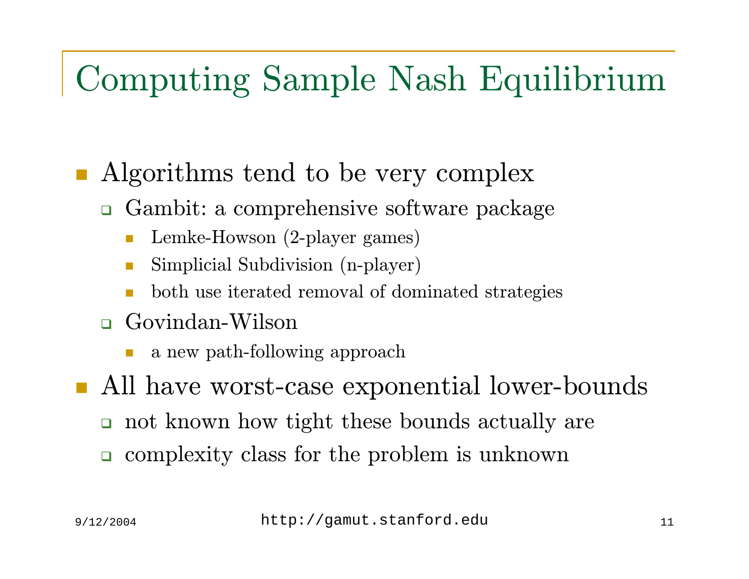# Computing Sample Nash Equilibrium

- Algorithms tend to be very complex
  - Gambit: a comprehensive software package
    - Lemke-Howson (2-player games)
    - Simplicial Subdivision (n-player)
    - both use iterated removal of dominated strategies
  - Govindan-Wilson
    - a new path-following approach
- All have worst-case exponential lower-bounds
  - not known how tight these bounds actually are
  - complexity class for the problem is unknown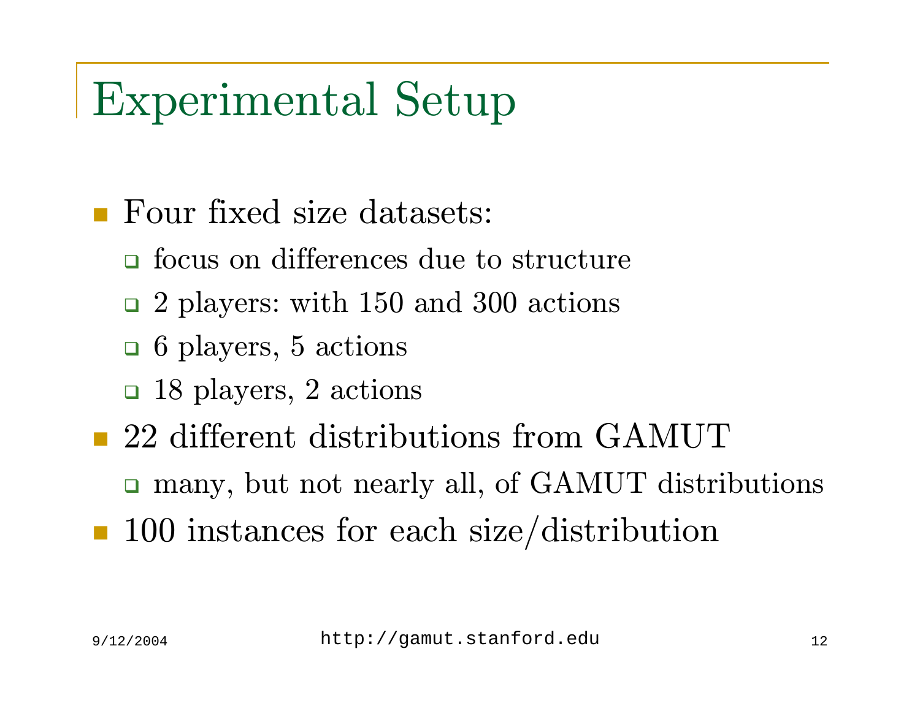# Experimental Setup

- Four fixed size datasets:
  - focus on differences due to structure
  - 2 players: with 150 and 300 actions
  - 6 players, 5 actions
  - 18 players, 2 actions
- 22 different distributions from GAMUT
  - many, but not nearly all, of GAMUT distributions
- 100 instances for each size/distribution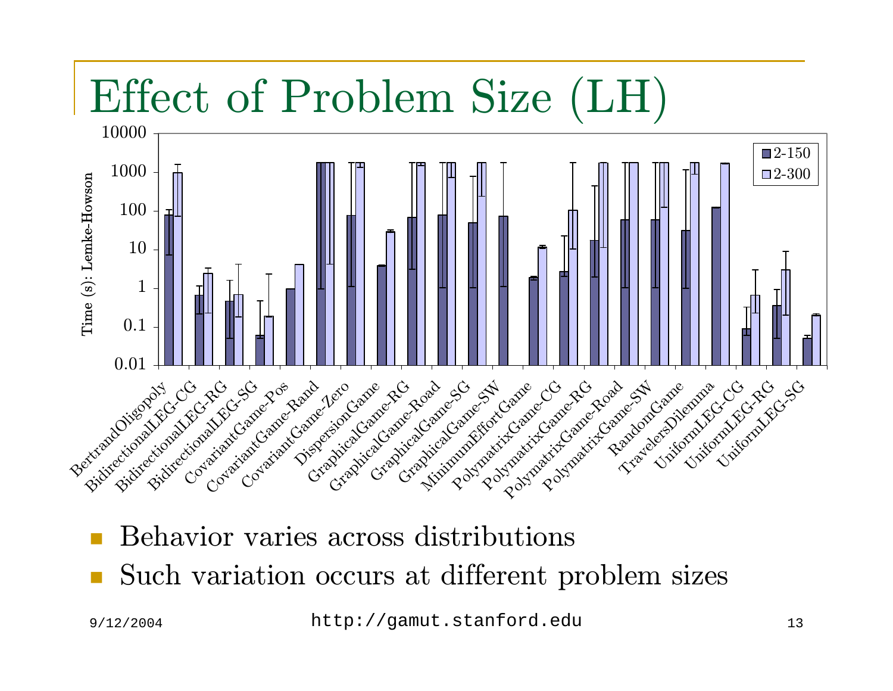# Effect of Problem Size (LH)

- Behavior varies across distributions
- Such variation occurs at different problem sizes

http://gamut.stanford.edu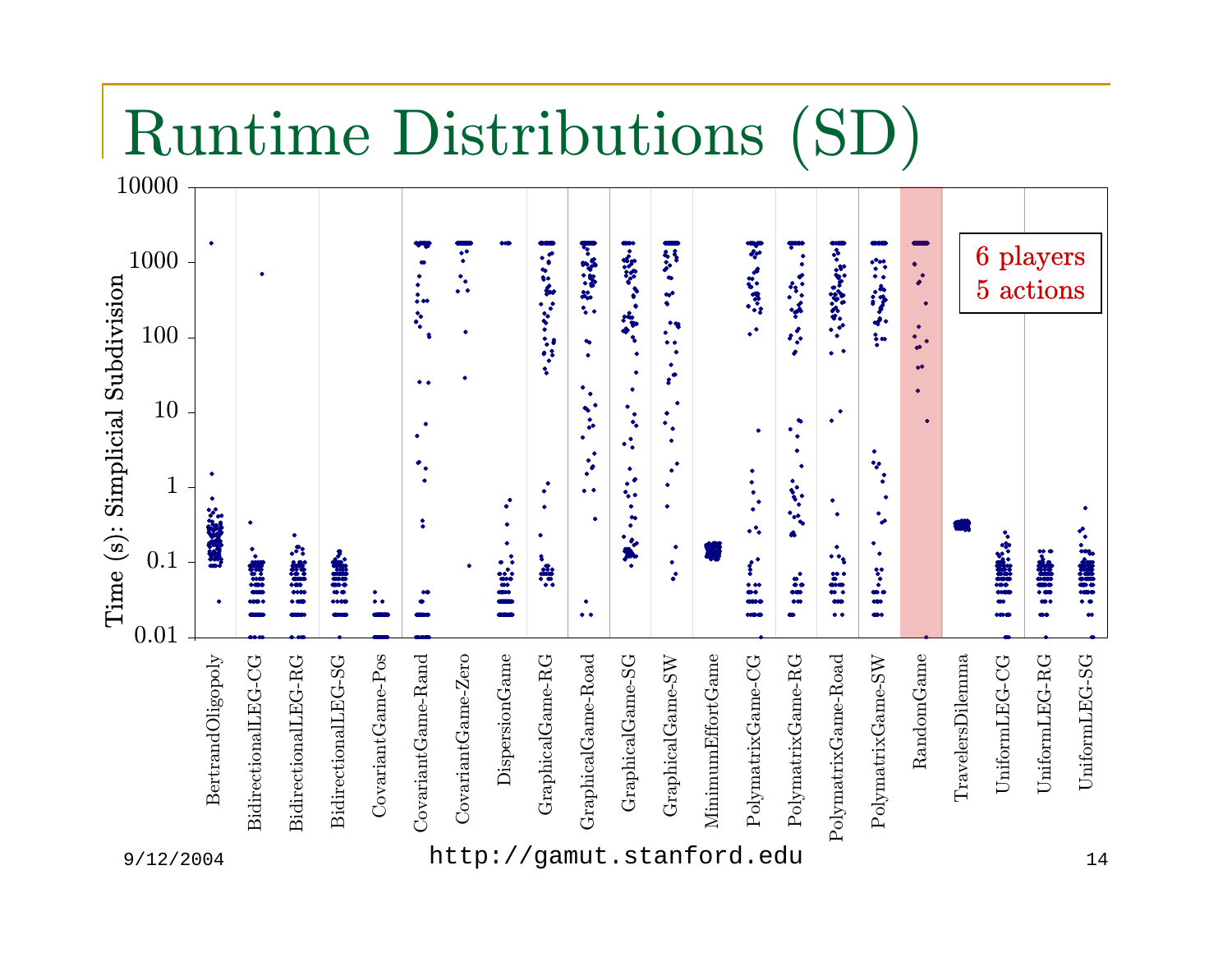# Runtime Distributions (SD)

Time (s): Simplicial Subdivision

10000, 1000, 100, 10, 1, 0.1, 0.01

6 players
5 actions

BertrandOligopoly, BidirectionalLEG-CG, BidirectionalLEG-RG, BidirectionalLEG-SG, CovariantGame-Pos, CovariantGame-Rand, CovariantGame-Zero, DispersionGame, GraphicalGame-RG, GraphicalGame-Road, GraphicalGame-SG, GraphicalGame-SW, MinimumEffortGame, PolymatrixGame-CG, PolymatrixGame-RG, PolymatrixGame-Road, PolymatrixGame-SW, RandomGame, TravelersDilemma, UniformLEG-CG, UniformLEG-RG, UniformLEG-SG

9/12/2004

http://gamut.stanford.edu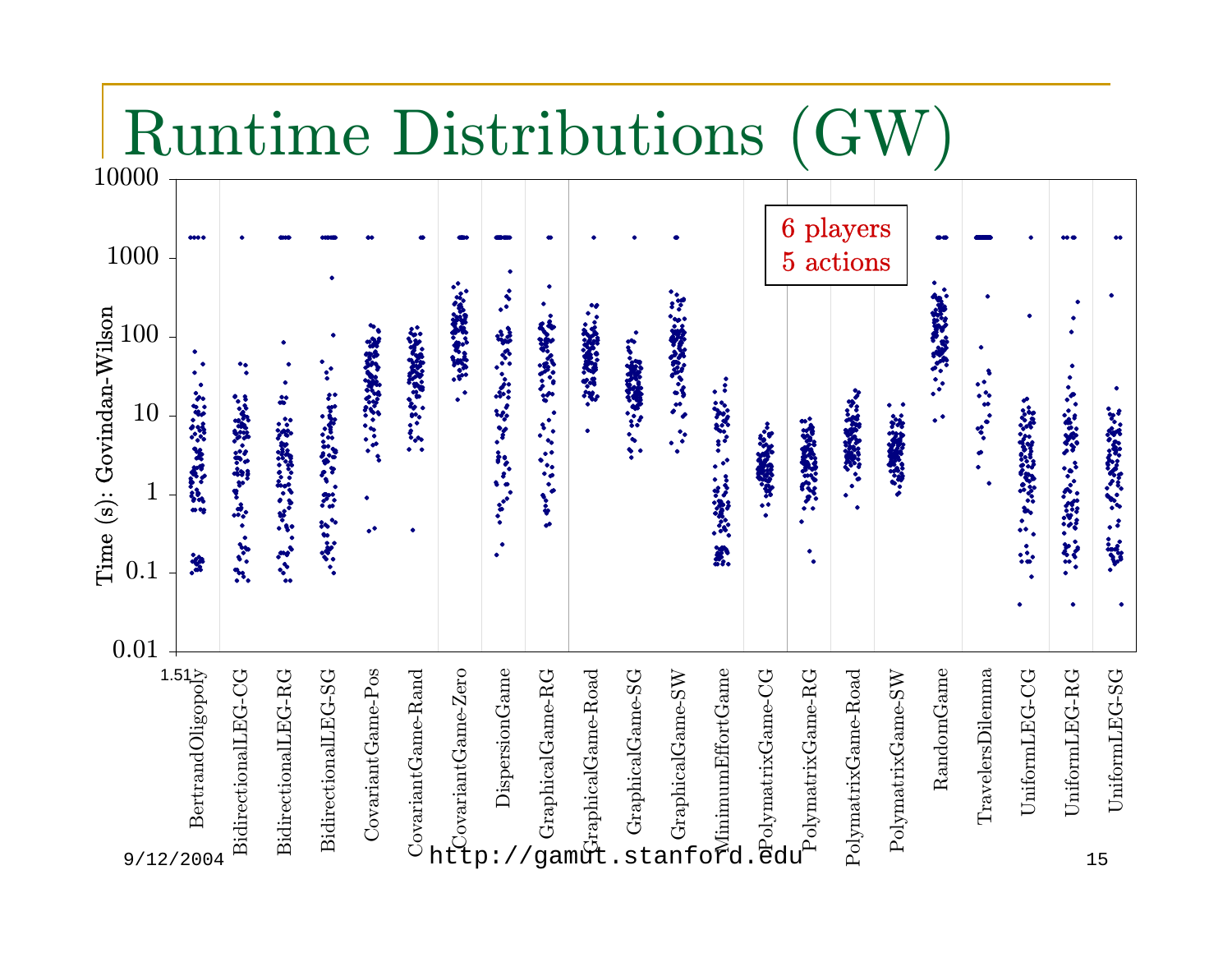# Runtime Distributions (GW)

6 players
5 actions

Time (s): Govindan-Wilson

10000, 1000, 100, 10, 1, 0.1, 0.01

1.51

BertrandOligopoly, BidirectionalLEG-CG, BidirectionalLEG-RG, BidirectionalLEG-SG, CovariantGame-Pos, CovariantGame-Rand, CovariantGame-Zero, DispersionGame, GraphicalGame-RG, GraphicalGame-Road, GraphicalGame-SG, GraphicalGame-SW, MinimumEffortGame, PolymatrixGame-CG, PolymatrixGame-RG, PolymatrixGame-Road, PolymatrixGame-SW, RandomGame, TravelersDilemma, UniformLEG-CG, UniformLEG-RG, UniformLEG-SG

9/12/2004 http://gamut.stanford.edu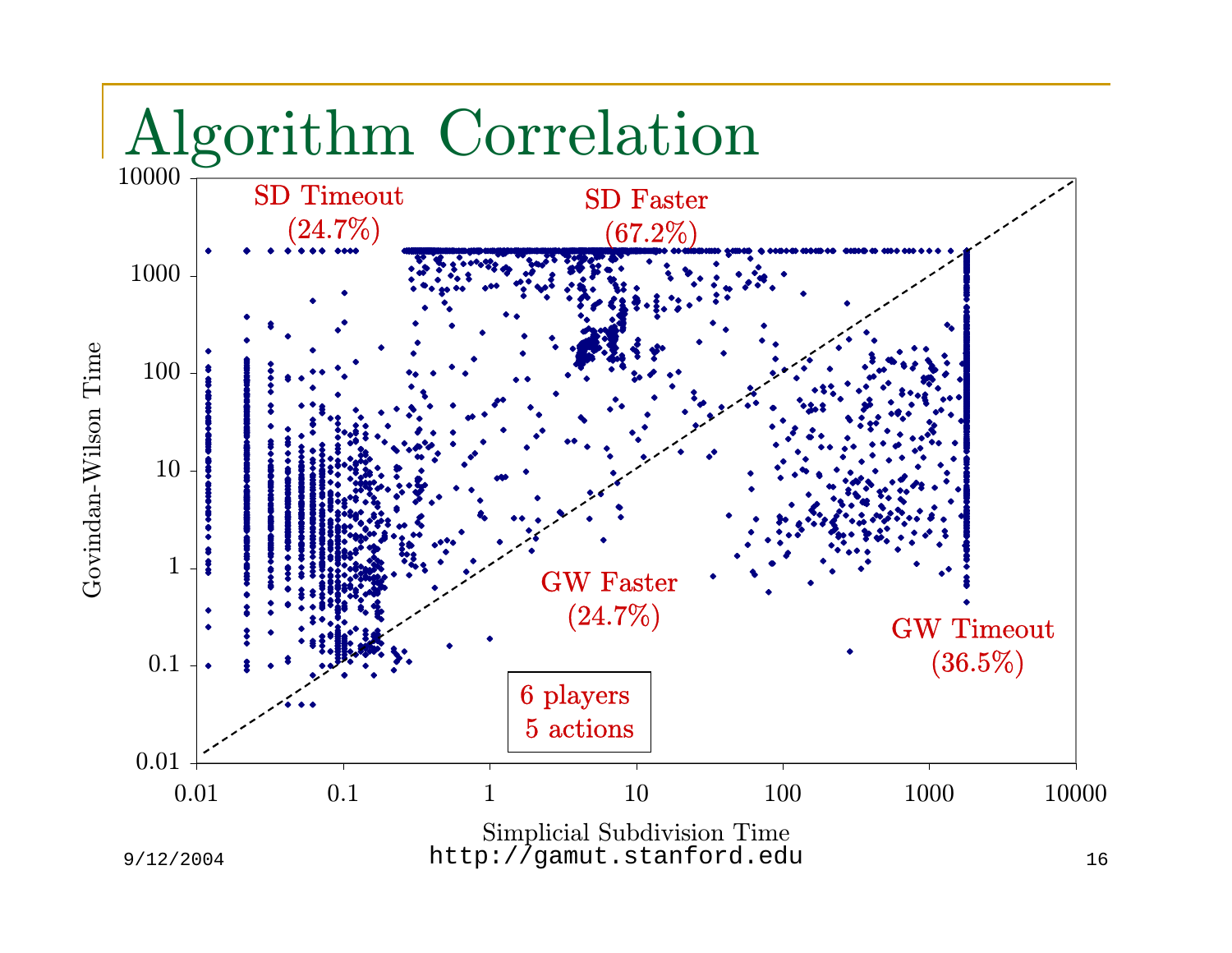# Algorithm Correlation

SD Timeout (24.7%)

SD Faster (67.2%)

GW Faster (24.7%)

GW Timeout (36.5%)

6 players
5 actions

Govindan-Wilson Time

Simplicial Subdivision Time

9/12/2004

http://gamut.stanford.edu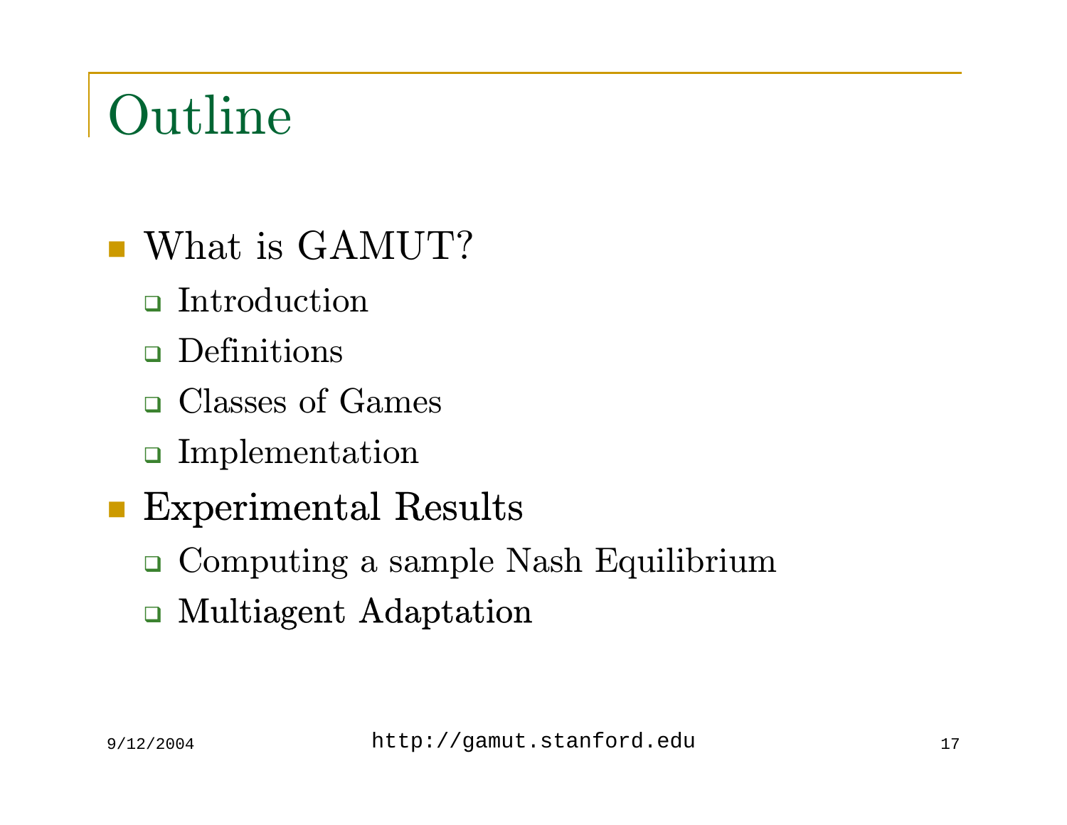# Outline

- What is GAMUT?
  - Introduction
  - Definitions
  - Classes of Games
  - Implementation
- Experimental Results
  - Computing a sample Nash Equilibrium
  - Multiagent Adaptation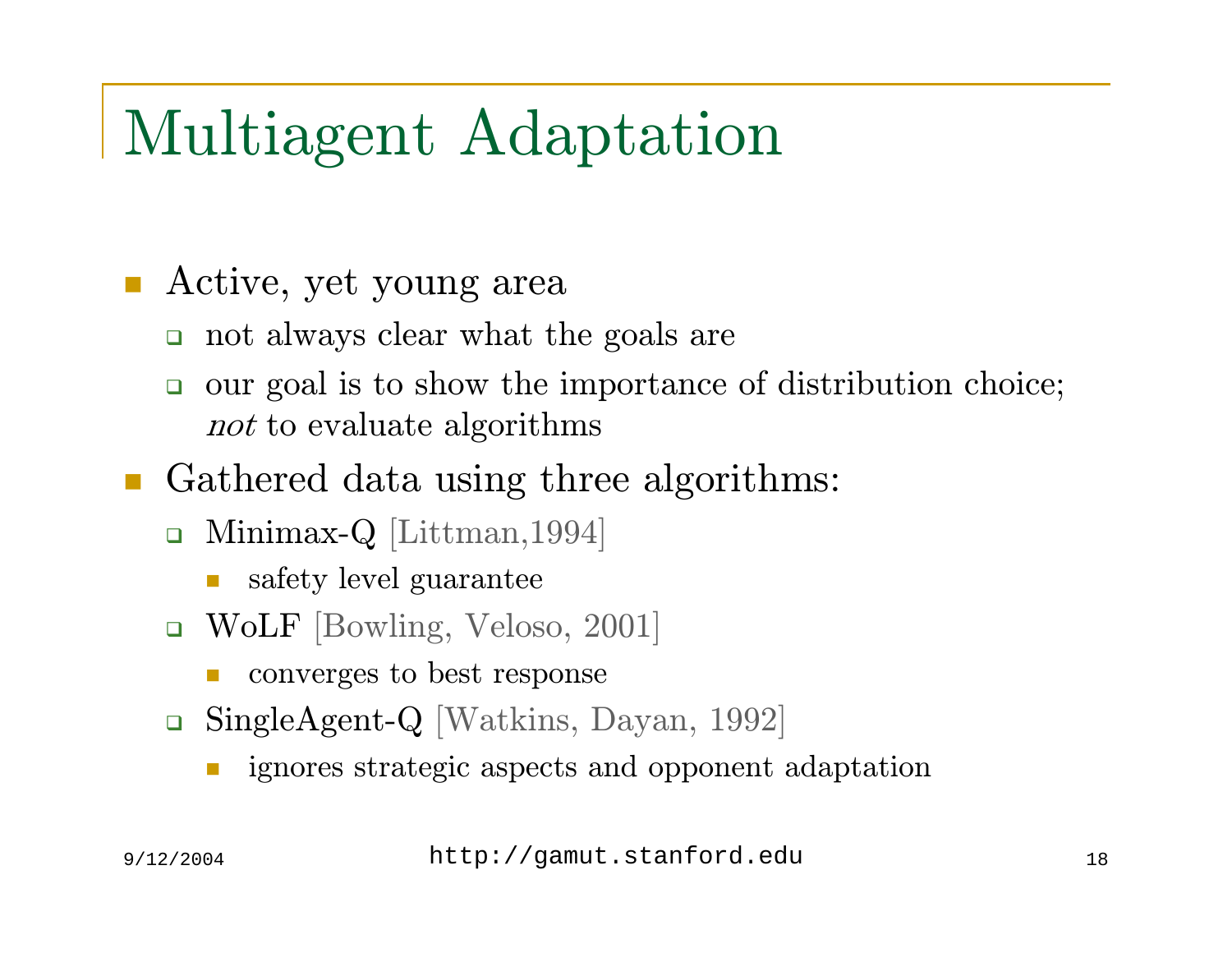# Multiagent Adaptation

- Active, yet young area
  - not always clear what the goals are
  - our goal is to show the importance of distribution choice; *not* to evaluate algorithms
- Gathered data using three algorithms:
  - Minimax-Q [Littman,1994]
    - safety level guarantee
  - WoLF [Bowling, Veloso, 2001]
    - converges to best response
  - SingleAgent-Q [Watkins, Dayan, 1992]
    - ignores strategic aspects and opponent adaptation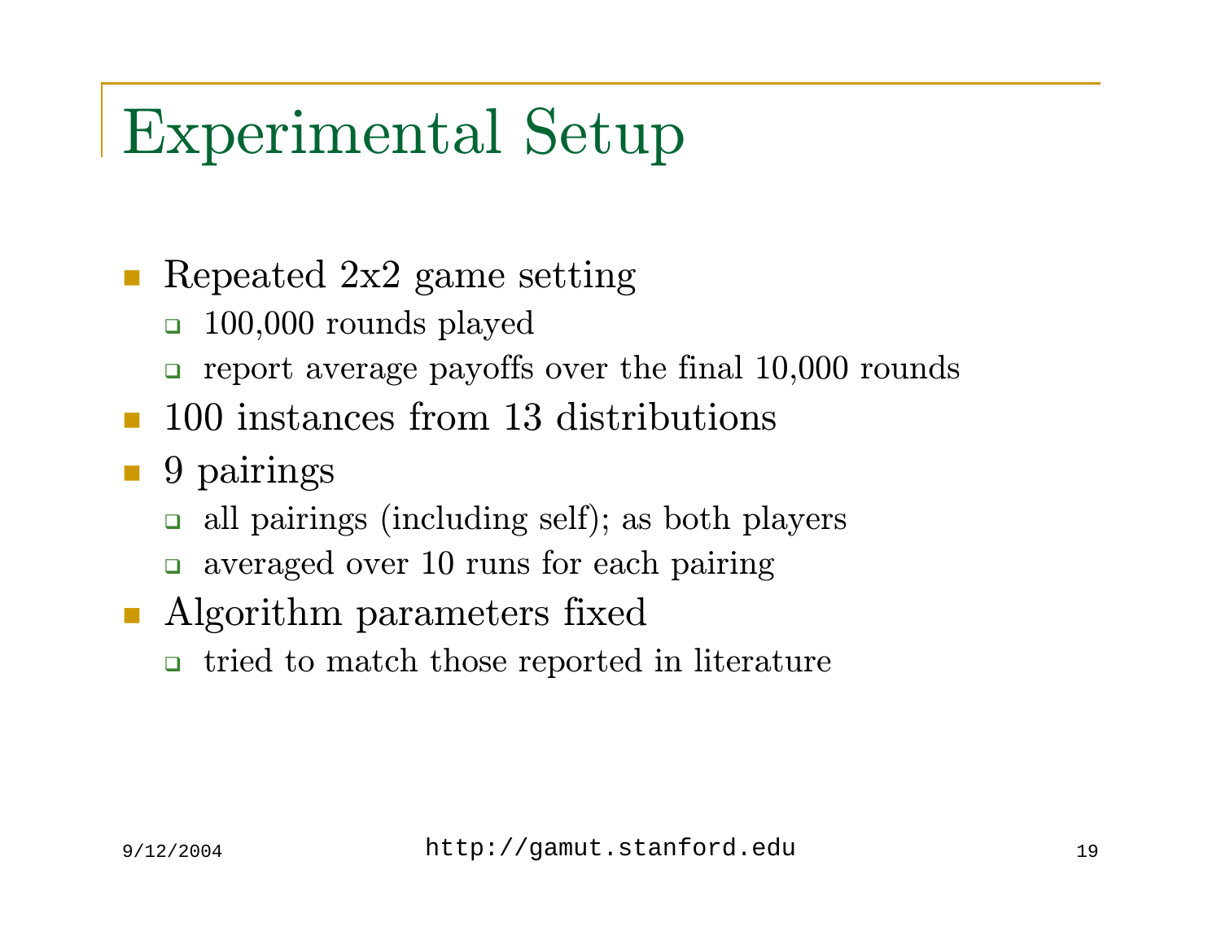# Experimental Setup

- Repeated 2x2 game setting
  - 100,000 rounds played
  - report average payoffs over the final 10,000 rounds
- 100 instances from 13 distributions
- 9 pairings
  - all pairings (including self); as both players
  - averaged over 10 runs for each pairing
- Algorithm parameters fixed
  - tried to match those reported in literature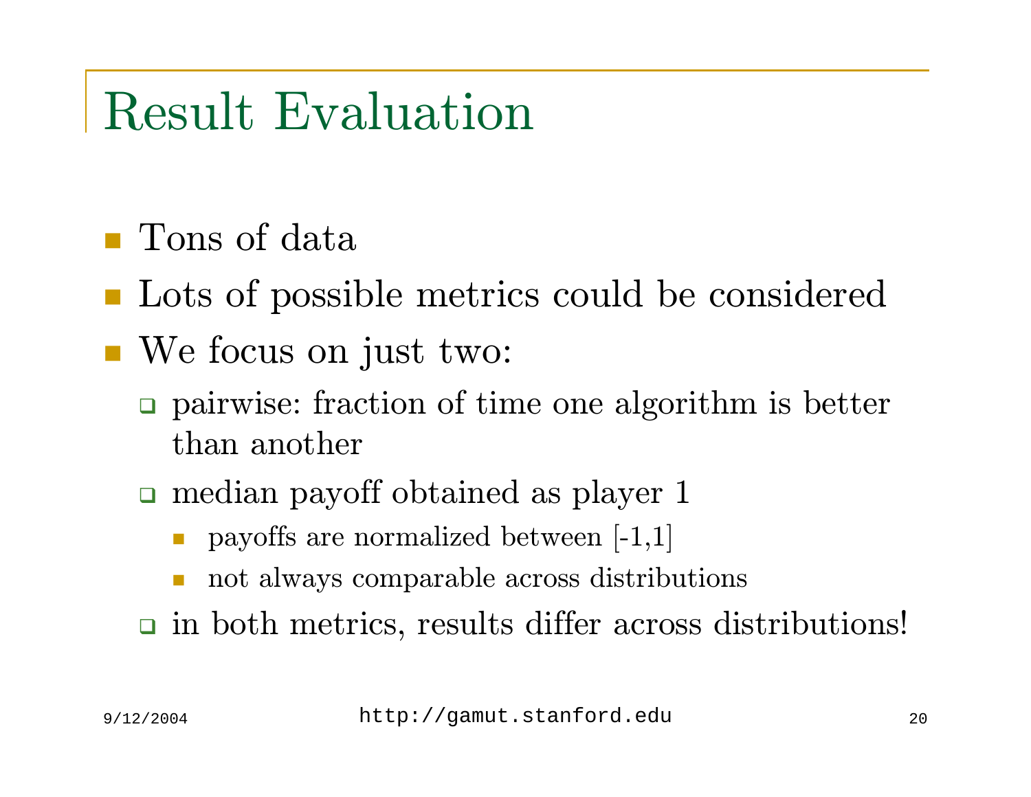# Result Evaluation

- Tons of data
- Lots of possible metrics could be considered
- We focus on just two:
  - pairwise: fraction of time one algorithm is better than another
  - median payoff obtained as player 1
    - payoffs are normalized between [-1,1]
    - not always comparable across distributions
  - in both metrics, results differ across distributions!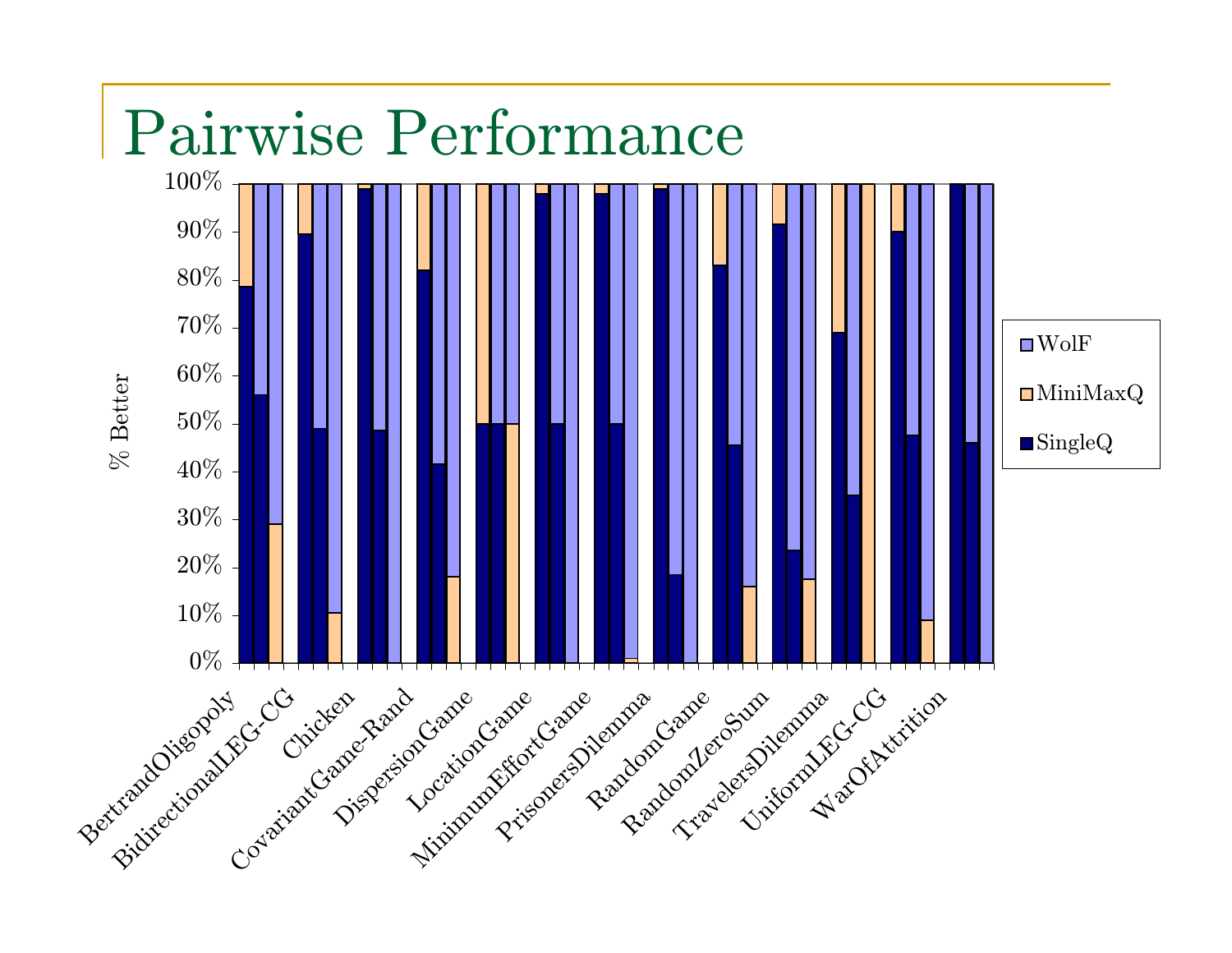# Pairwise Performance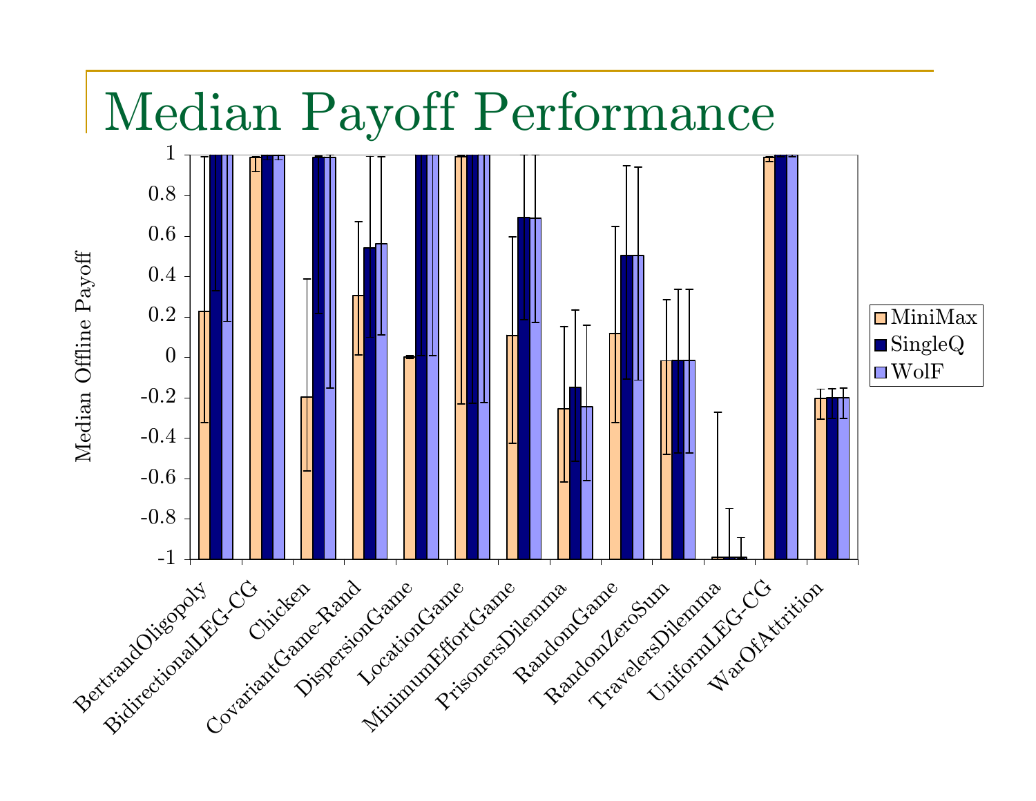# Median Payoff Performance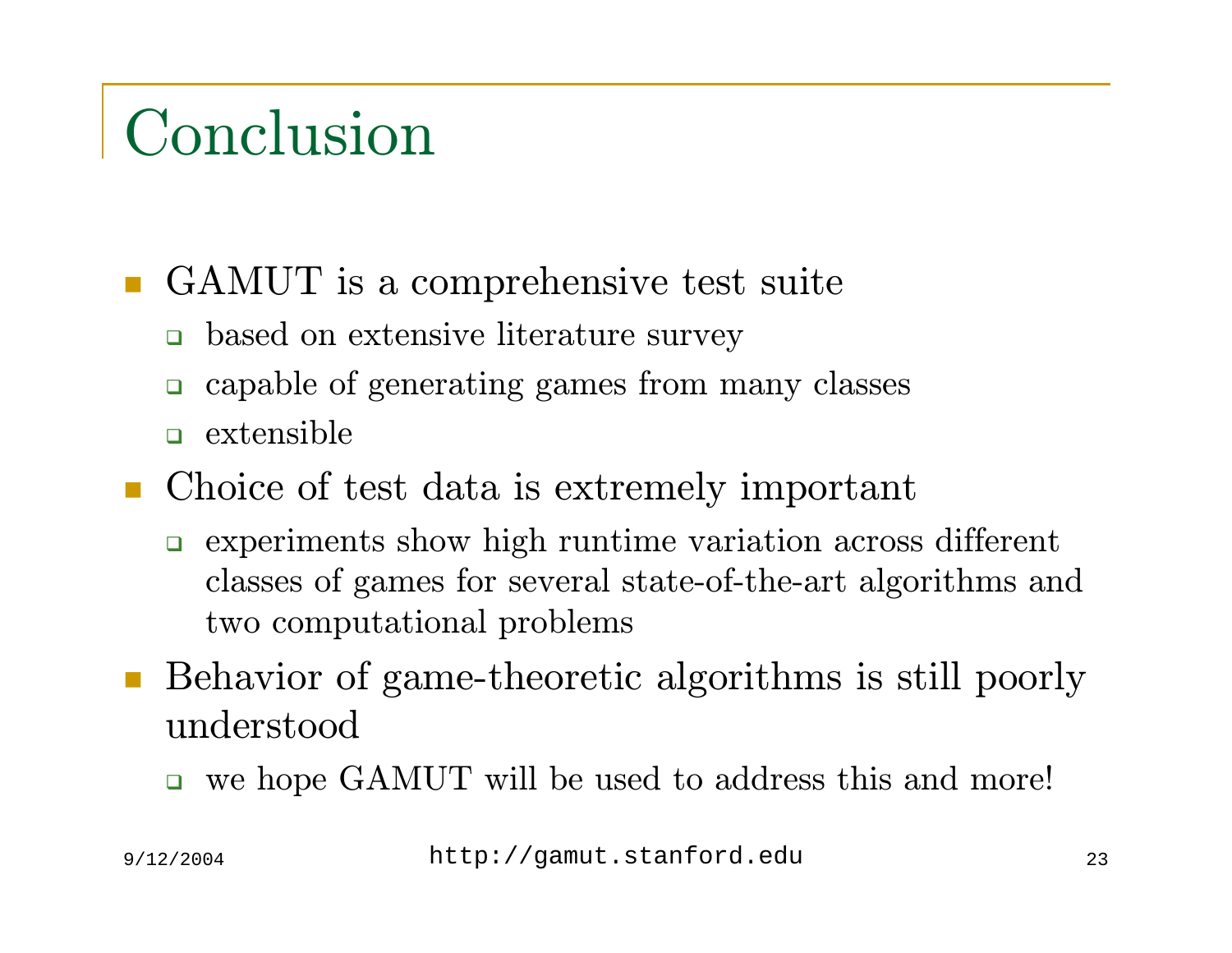# Conclusion

- GAMUT is a comprehensive test suite
  - based on extensive literature survey
  - capable of generating games from many classes
  - extensible
- Choice of test data is extremely important
  - experiments show high runtime variation across different classes of games for several state-of-the-art algorithms and two computational problems
- Behavior of game-theoretic algorithms is still poorly understood
  - we hope GAMUT will be used to address this and more!

http://gamut.stanford.edu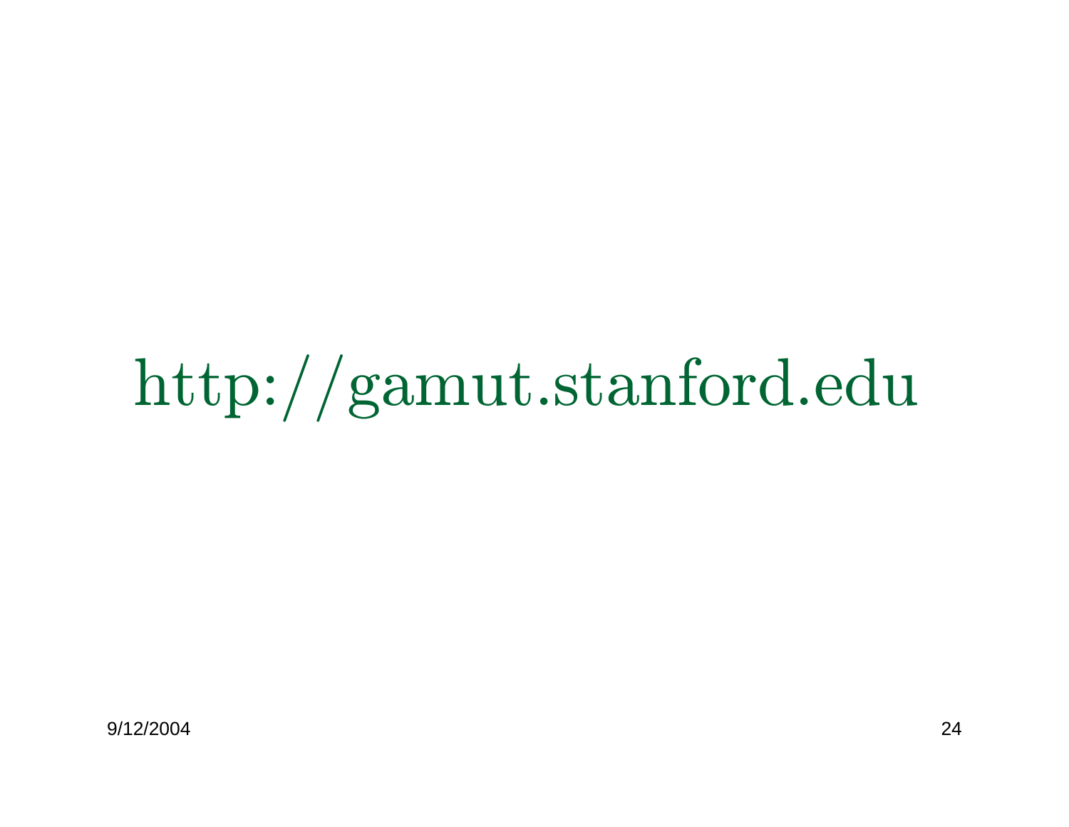http://gamut.stanford.edu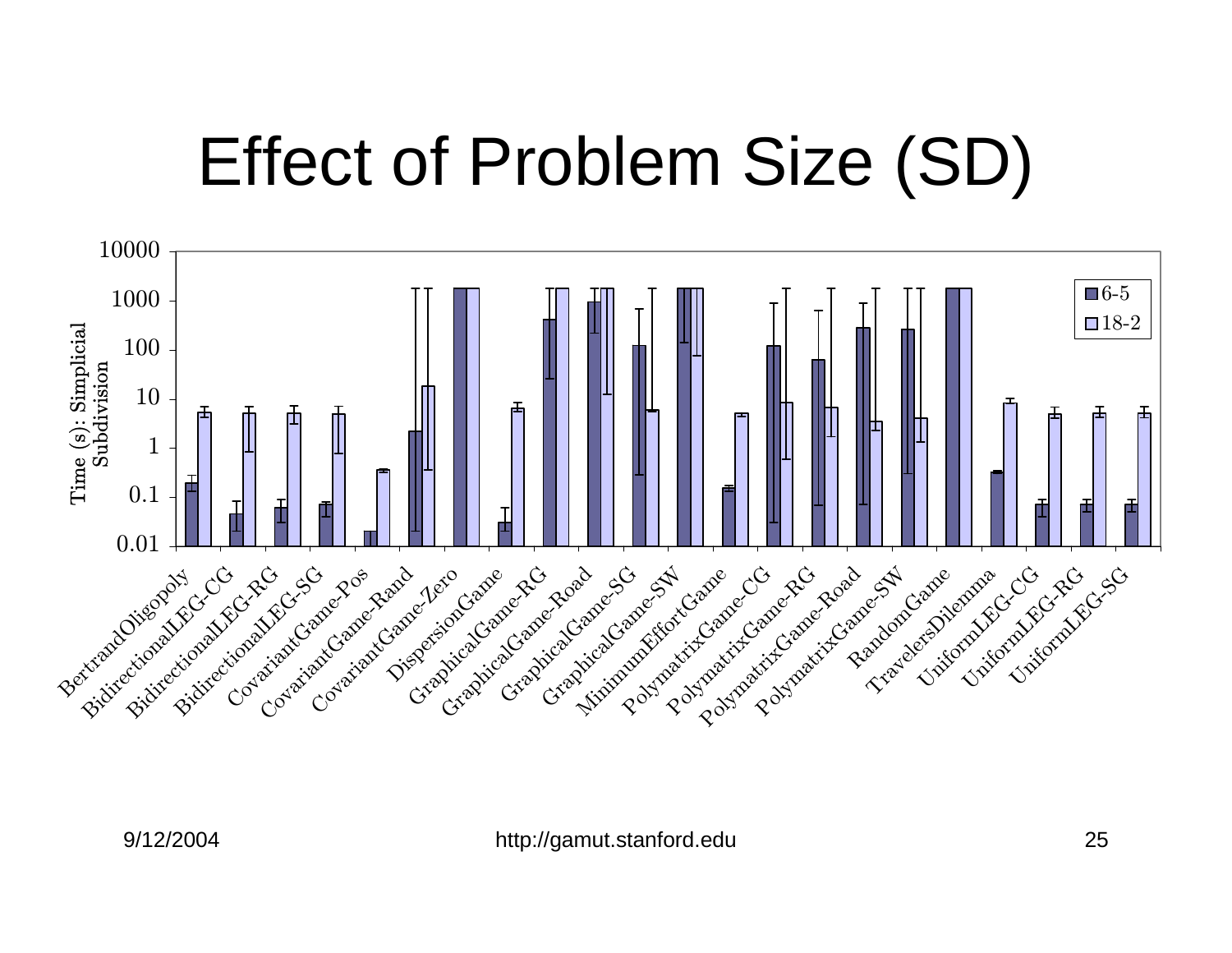# Effect of Problem Size (SD)

Time (s): Simplicial Subdivision

Legend: 6-5, 18-2

BertrandOligopoly, BidirectionalLEG-CG, BidirectionalLEG-RG, BidirectionalLEG-SG, CovariantGame-Pos, CovariantGame-Rand, CovariantGame-Zero, DispersionGame, GraphicalGame-RG, GraphicalGame-Road, GraphicalGame-SG, GraphicalGame-SW, MinimumEffortGame, PolymatrixGame-CG, PolymatrixGame-RG, PolymatrixGame-Road, PolymatrixGame-SW, RandomGame, TravelersDilemma, UniformLEG-CG, UniformLEG-RG, UniformLEG-SG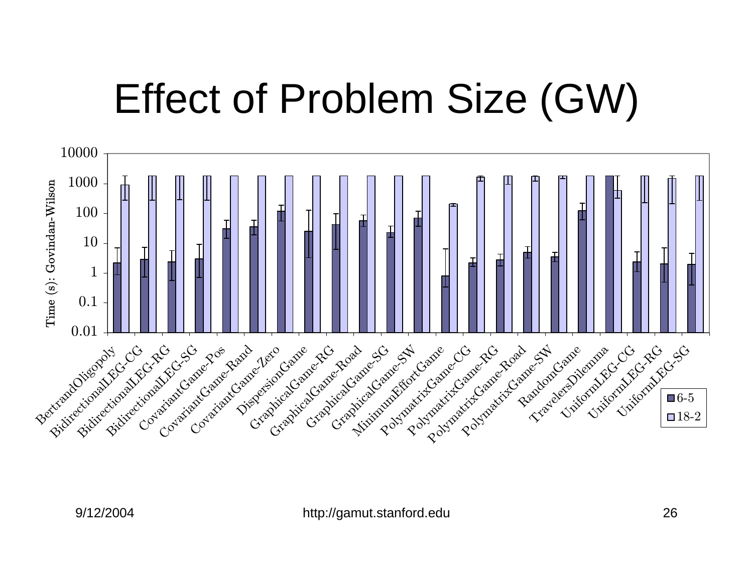# Effect of Problem Size (GW)

Time (s): Govindan-Wilson

10000
1000
100
10
1
0.1
0.01

BertrandOligopoly, BidirectionalLEG-CG, BidirectionalLEG-RG, BidirectionalLEG-SG, CovariantGame-Pos, CovariantGame-Rand, CovariantGame-Zero, DispersionGame, GraphicalGame-RG, GraphicalGame-Road, GraphicalGame-SG, GraphicalGame-SW, MinimumEffortGame, PolymatrixGame-CG, PolymatrixGame-RG, PolymatrixGame-Road, PolymatrixGame-SW, RandomGame, TravelersDilemma, UniformLEG-CG, UniformLEG-RG, UniformLEG-SG

6-5
18-2

9/12/2004 http://gamut.stanford.edu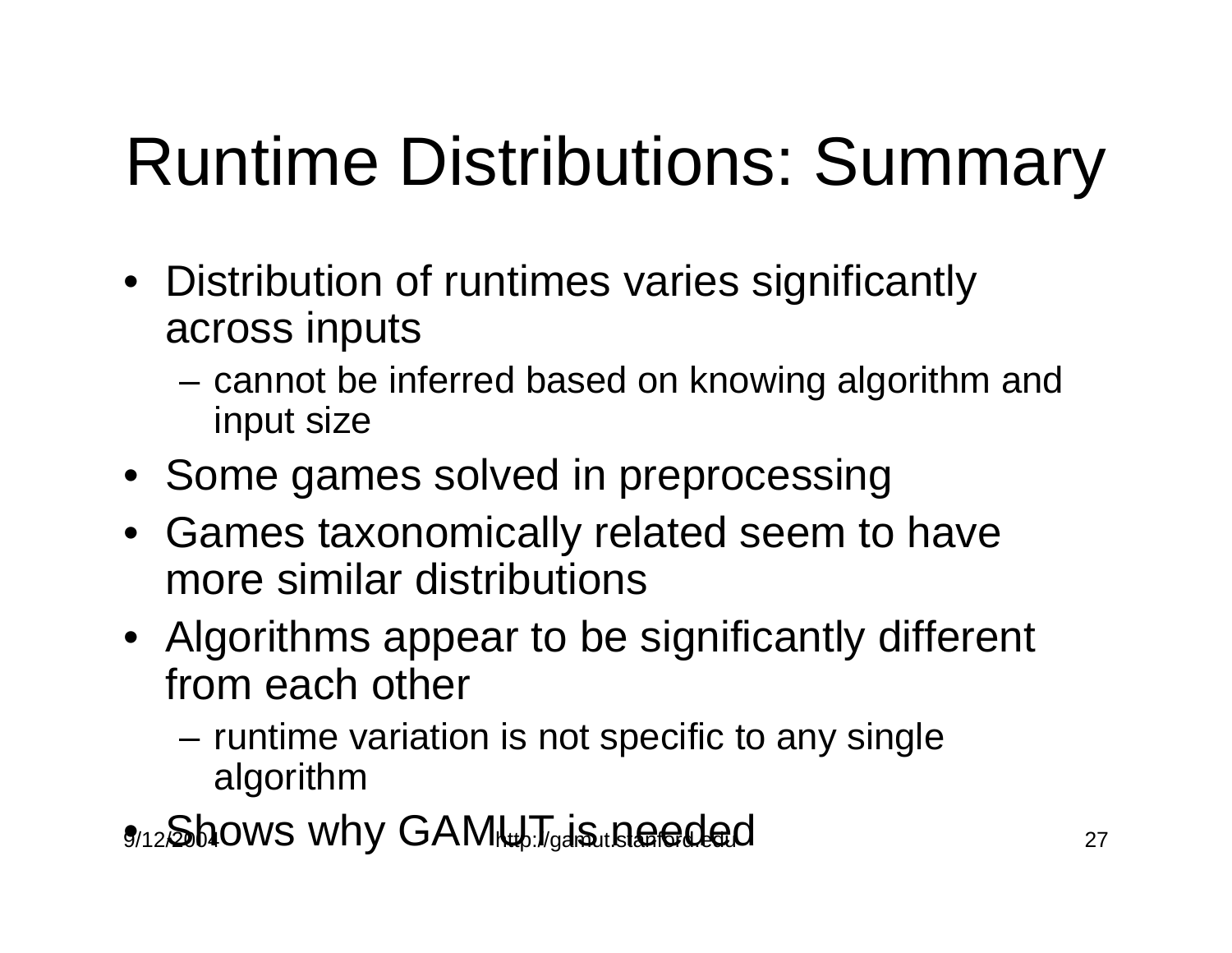# Runtime Distributions: Summary

- Distribution of runtimes varies significantly across inputs
  - cannot be inferred based on knowing algorithm and input size
- Some games solved in preprocessing
- Games taxonomically related seem to have more similar distributions
- Algorithms appear to be significantly different from each other
  - runtime variation is not specific to any single algorithm
- Shows why GAMUT is needed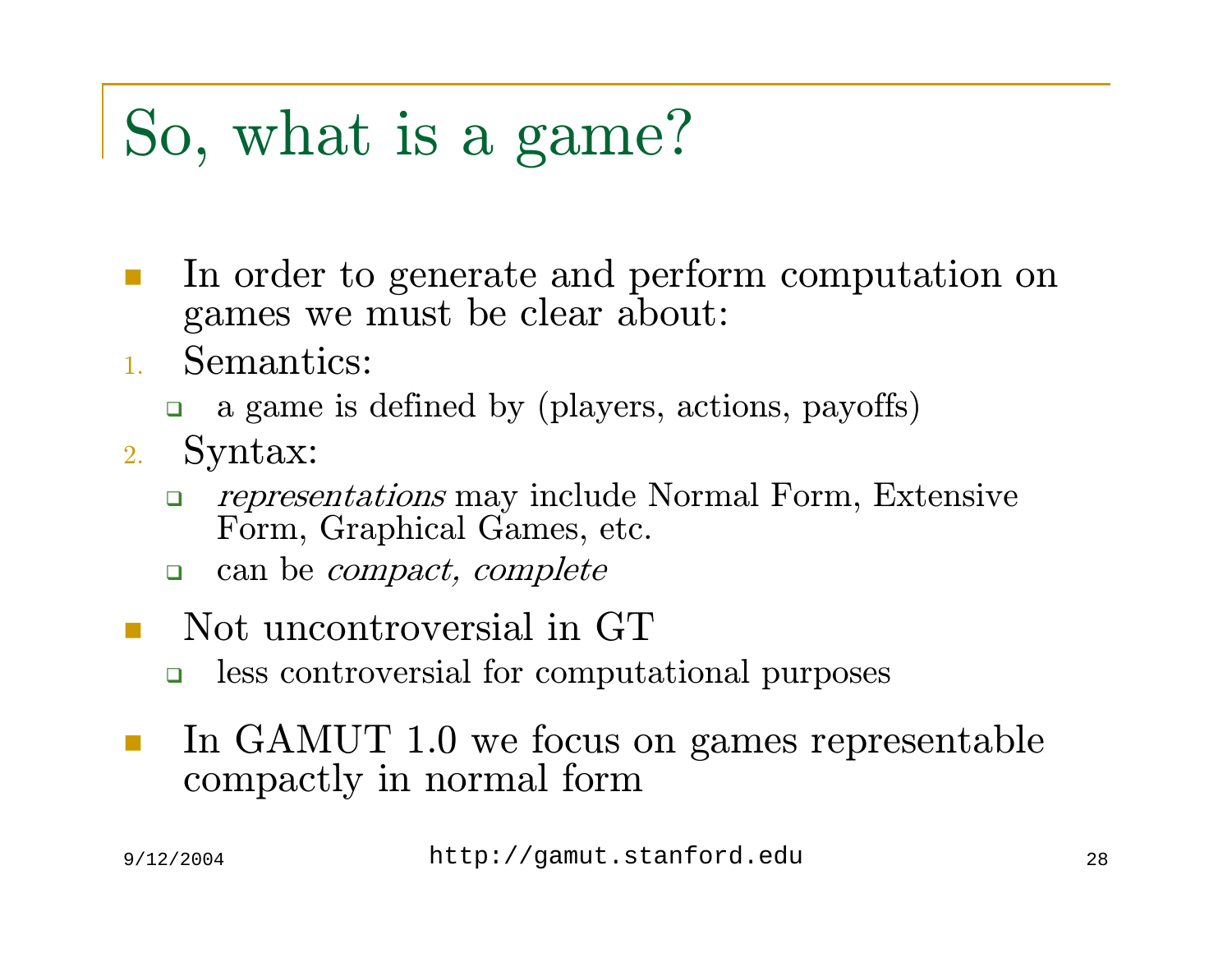# So, what is a game?

- In order to generate and perform computation on games we must be clear about:

1. Semantics:
   - a game is defined by (players, actions, payoffs)
2. Syntax:
   - *representations* may include Normal Form, Extensive Form, Graphical Games, etc.
   - can be *compact, complete*

- Not uncontroversial in GT
  - less controversial for computational purposes

- In GAMUT 1.0 we focus on games representable compactly in normal form